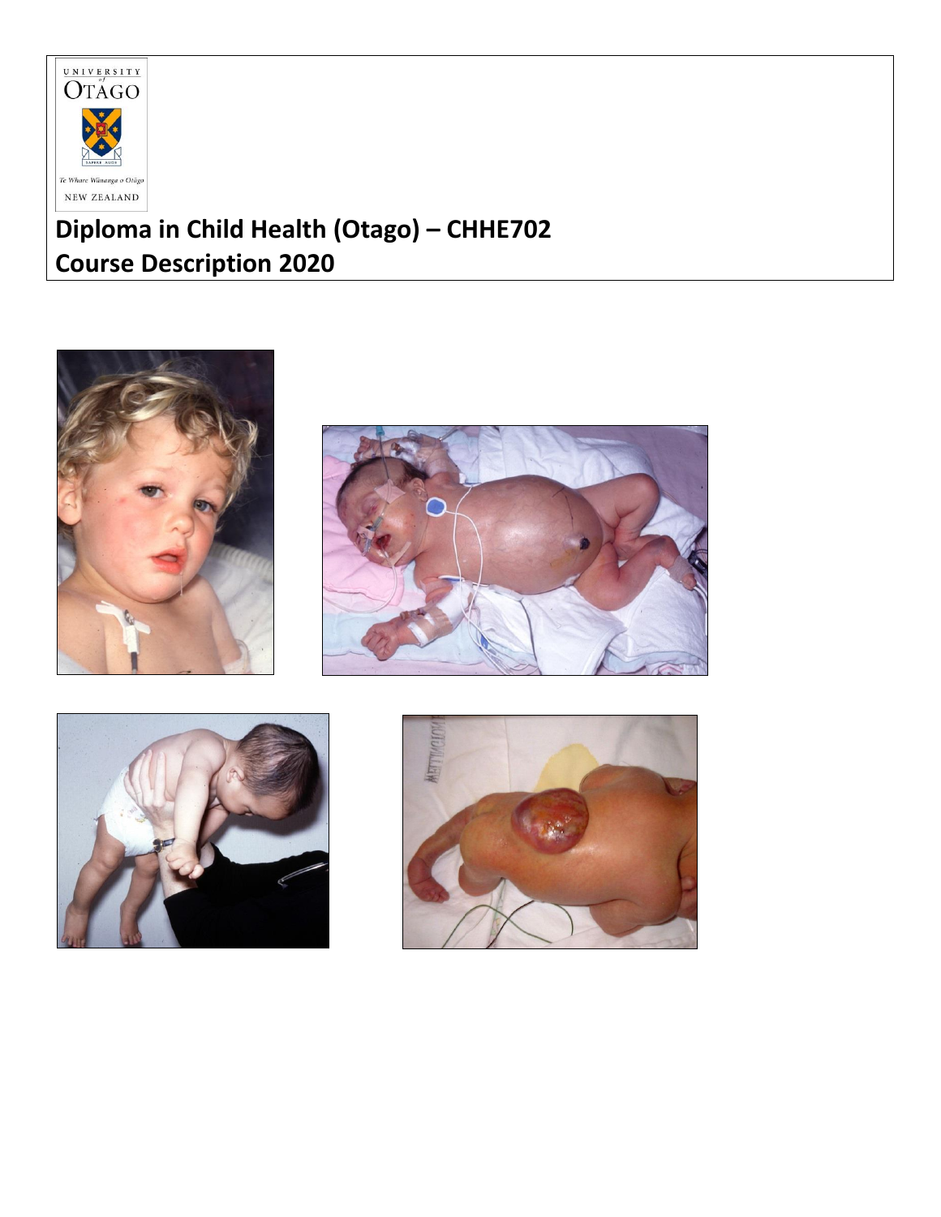# Diploma in Child Health (Otago) – CHHE702
# Course Description 2020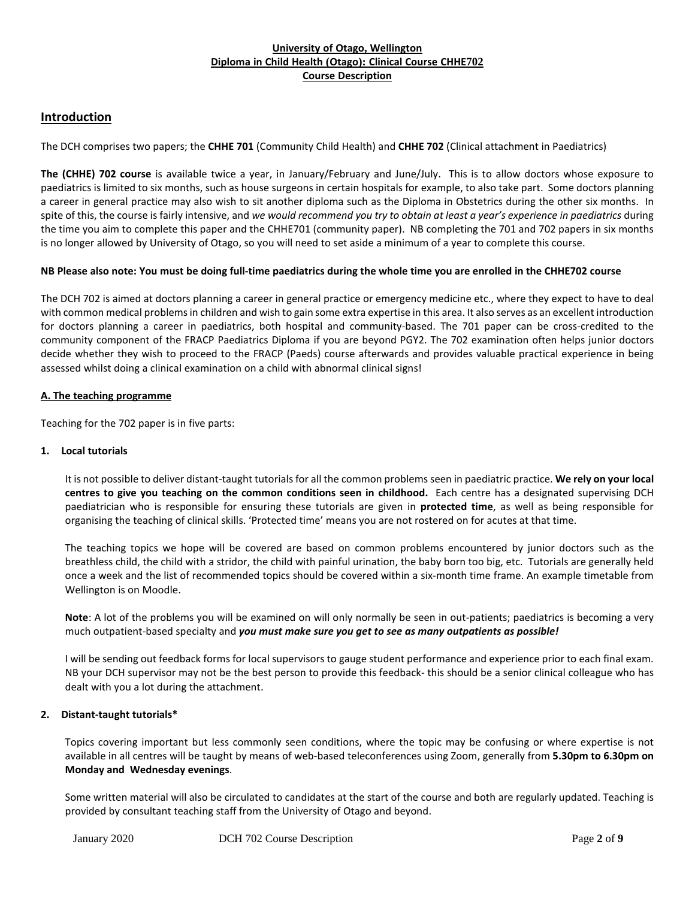**University of Otago, Wellington**
**Diploma in Child Health (Otago): Clinical Course CHHE702**
**Course Description**

## Introduction

The DCH comprises two papers; the **CHHE 701** (Community Child Health) and **CHHE 702** (Clinical attachment in Paediatrics)

**The (CHHE) 702 course** is available twice a year, in January/February and June/July. This is to allow doctors whose exposure to paediatrics is limited to six months, such as house surgeons in certain hospitals for example, to also take part. Some doctors planning a career in general practice may also wish to sit another diploma such as the Diploma in Obstetrics during the other six months. In spite of this, the course is fairly intensive, and *we would recommend you try to obtain at least a year's experience in paediatrics* during the time you aim to complete this paper and the CHHE701 (community paper). NB completing the 701 and 702 papers in six months is no longer allowed by University of Otago, so you will need to set aside a minimum of a year to complete this course.

**NB Please also note: You must be doing full-time paediatrics during the whole time you are enrolled in the CHHE702 course**

The DCH 702 is aimed at doctors planning a career in general practice or emergency medicine etc., where they expect to have to deal with common medical problems in children and wish to gain some extra expertise in this area. It also serves as an excellent introduction for doctors planning a career in paediatrics, both hospital and community-based. The 701 paper can be cross-credited to the community component of the FRACP Paediatrics Diploma if you are beyond PGY2. The 702 examination often helps junior doctors decide whether they wish to proceed to the FRACP (Paeds) course afterwards and provides valuable practical experience in being assessed whilst doing a clinical examination on a child with abnormal clinical signs!

### A. The teaching programme

Teaching for the 702 paper is in five parts:

#### 1. Local tutorials

It is not possible to deliver distant-taught tutorials for all the common problems seen in paediatric practice. **We rely on your local centres to give you teaching on the common conditions seen in childhood.** Each centre has a designated supervising DCH paediatrician who is responsible for ensuring these tutorials are given in **protected time**, as well as being responsible for organising the teaching of clinical skills. 'Protected time' means you are not rostered on for acutes at that time.

The teaching topics we hope will be covered are based on common problems encountered by junior doctors such as the breathless child, the child with a stridor, the child with painful urination, the baby born too big, etc. Tutorials are generally held once a week and the list of recommended topics should be covered within a six-month time frame. An example timetable from Wellington is on Moodle.

**Note**: A lot of the problems you will be examined on will only normally be seen in out-patients; paediatrics is becoming a very much outpatient-based specialty and ***you must make sure you get to see as many outpatients as possible!***

I will be sending out feedback forms for local supervisors to gauge student performance and experience prior to each final exam. NB your DCH supervisor may not be the best person to provide this feedback- this should be a senior clinical colleague who has dealt with you a lot during the attachment.

#### 2. Distant-taught tutorials*

Topics covering important but less commonly seen conditions, where the topic may be confusing or where expertise is not available in all centres will be taught by means of web-based teleconferences using Zoom, generally from **5.30pm to 6.30pm on Monday and Wednesday evenings**.

Some written material will also be circulated to candidates at the start of the course and both are regularly updated. Teaching is provided by consultant teaching staff from the University of Otago and beyond.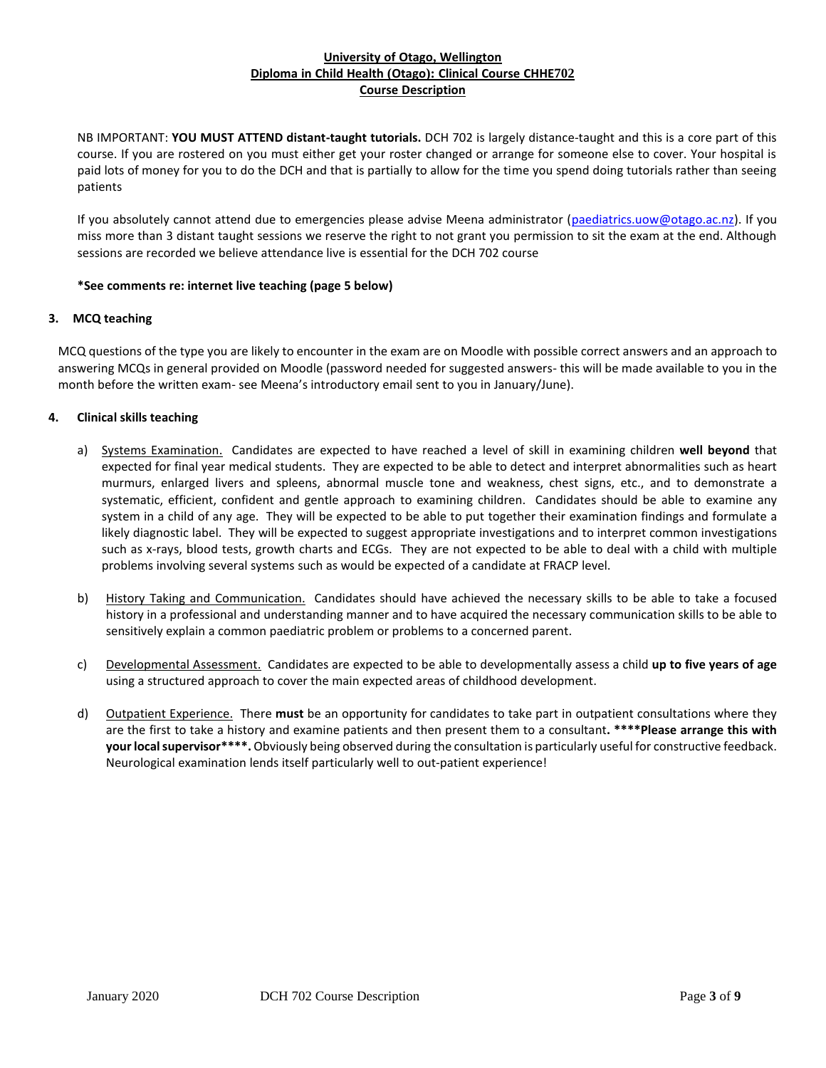**University of Otago, Wellington**
**Diploma in Child Health (Otago): Clinical Course CHHE702**
**Course Description**

NB IMPORTANT: **YOU MUST ATTEND distant-taught tutorials.** DCH 702 is largely distance-taught and this is a core part of this course. If you are rostered on you must either get your roster changed or arrange for someone else to cover. Your hospital is paid lots of money for you to do the DCH and that is partially to allow for the time you spend doing tutorials rather than seeing patients

If you absolutely cannot attend due to emergencies please advise Meena administrator (paediatrics.uow@otago.ac.nz). If you miss more than 3 distant taught sessions we reserve the right to not grant you permission to sit the exam at the end. Although sessions are recorded we believe attendance live is essential for the DCH 702 course

**\*See comments re: internet live teaching (page 5 below)**

## 3. MCQ teaching

MCQ questions of the type you are likely to encounter in the exam are on Moodle with possible correct answers and an approach to answering MCQs in general provided on Moodle (password needed for suggested answers- this will be made available to you in the month before the written exam- see Meena's introductory email sent to you in January/June).

## 4. Clinical skills teaching

a) Systems Examination. Candidates are expected to have reached a level of skill in examining children **well beyond** that expected for final year medical students. They are expected to be able to detect and interpret abnormalities such as heart murmurs, enlarged livers and spleens, abnormal muscle tone and weakness, chest signs, etc., and to demonstrate a systematic, efficient, confident and gentle approach to examining children. Candidates should be able to examine any system in a child of any age. They will be expected to be able to put together their examination findings and formulate a likely diagnostic label. They will be expected to suggest appropriate investigations and to interpret common investigations such as x-rays, blood tests, growth charts and ECGs. They are not expected to be able to deal with a child with multiple problems involving several systems such as would be expected of a candidate at FRACP level.

b) History Taking and Communication. Candidates should have achieved the necessary skills to be able to take a focused history in a professional and understanding manner and to have acquired the necessary communication skills to be able to sensitively explain a common paediatric problem or problems to a concerned parent.

c) Developmental Assessment. Candidates are expected to be able to developmentally assess a child **up to five years of age** using a structured approach to cover the main expected areas of childhood development.

d) Outpatient Experience. There **must** be an opportunity for candidates to take part in outpatient consultations where they are the first to take a history and examine patients and then present them to a consultant**. \*\*\*\*Please arrange this with your local supervisor\*\*\*\*.** Obviously being observed during the consultation is particularly useful for constructive feedback. Neurological examination lends itself particularly well to out-patient experience!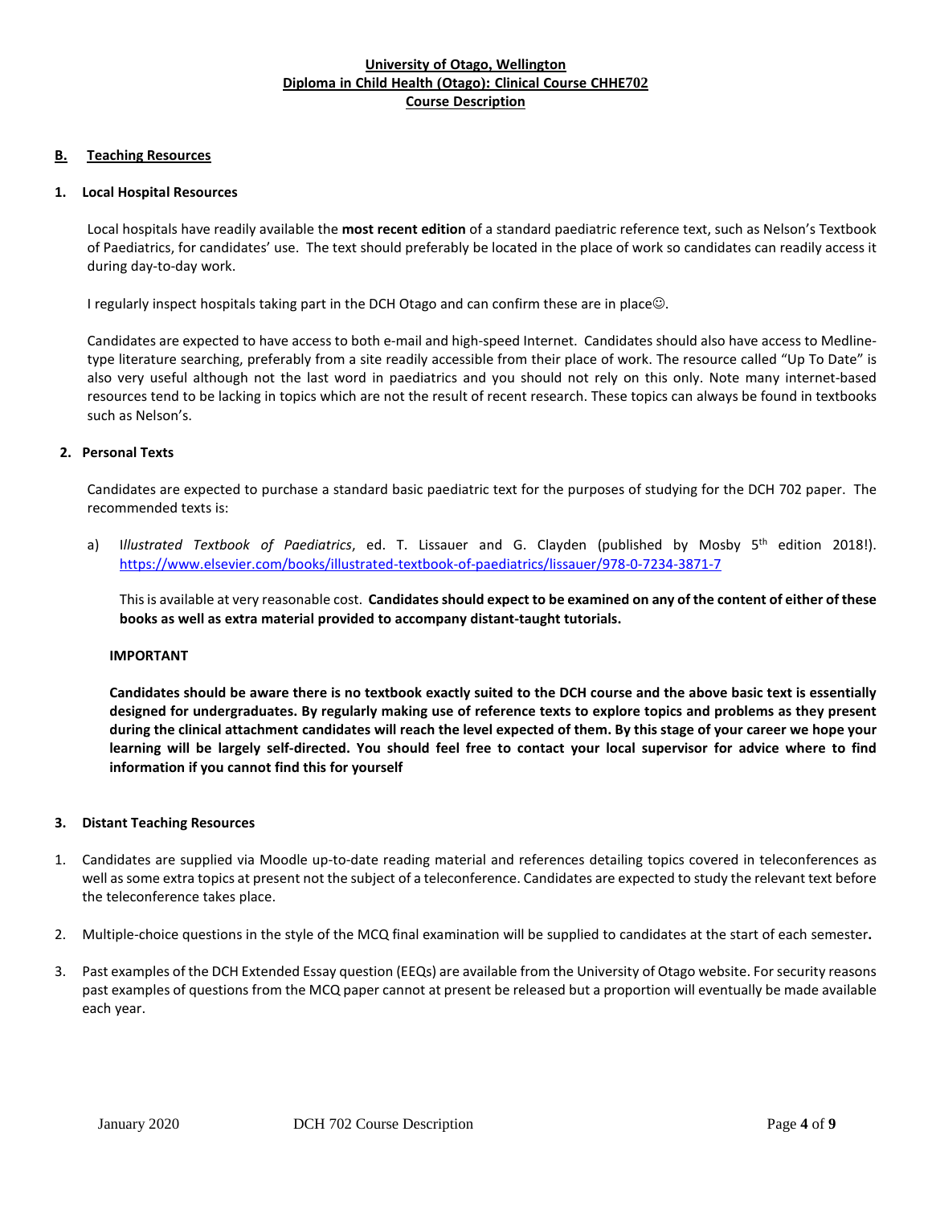**University of Otago, Wellington**
**Diploma in Child Health (Otago): Clinical Course CHHE702**
**Course Description**

## B. Teaching Resources

### 1. Local Hospital Resources

Local hospitals have readily available the **most recent edition** of a standard paediatric reference text, such as Nelson's Textbook of Paediatrics, for candidates' use. The text should preferably be located in the place of work so candidates can readily access it during day-to-day work.

I regularly inspect hospitals taking part in the DCH Otago and can confirm these are in place☺.

Candidates are expected to have access to both e-mail and high-speed Internet. Candidates should also have access to Medline-type literature searching, preferably from a site readily accessible from their place of work. The resource called "Up To Date" is also very useful although not the last word in paediatrics and you should not rely on this only. Note many internet-based resources tend to be lacking in topics which are not the result of recent research. These topics can always be found in textbooks such as Nelson's.

### 2. Personal Texts

Candidates are expected to purchase a standard basic paediatric text for the purposes of studying for the DCH 702 paper. The recommended texts is:

a) I*llustrated Textbook of Paediatrics*, ed. T. Lissauer and G. Clayden (published by Mosby 5th edition 2018!). https://www.elsevier.com/books/illustrated-textbook-of-paediatrics/lissauer/978-0-7234-3871-7

This is available at very reasonable cost. **Candidates should expect to be examined on any of the content of either of these books as well as extra material provided to accompany distant-taught tutorials.**

**IMPORTANT**

**Candidates should be aware there is no textbook exactly suited to the DCH course and the above basic text is essentially designed for undergraduates. By regularly making use of reference texts to explore topics and problems as they present during the clinical attachment candidates will reach the level expected of them. By this stage of your career we hope your learning will be largely self-directed. You should feel free to contact your local supervisor for advice where to find information if you cannot find this for yourself**

### 3. Distant Teaching Resources

1. Candidates are supplied via Moodle up-to-date reading material and references detailing topics covered in teleconferences as well as some extra topics at present not the subject of a teleconference. Candidates are expected to study the relevant text before the teleconference takes place.
2. Multiple-choice questions in the style of the MCQ final examination will be supplied to candidates at the start of each semester.
3. Past examples of the DCH Extended Essay question (EEQs) are available from the University of Otago website. For security reasons past examples of questions from the MCQ paper cannot at present be released but a proportion will eventually be made available each year.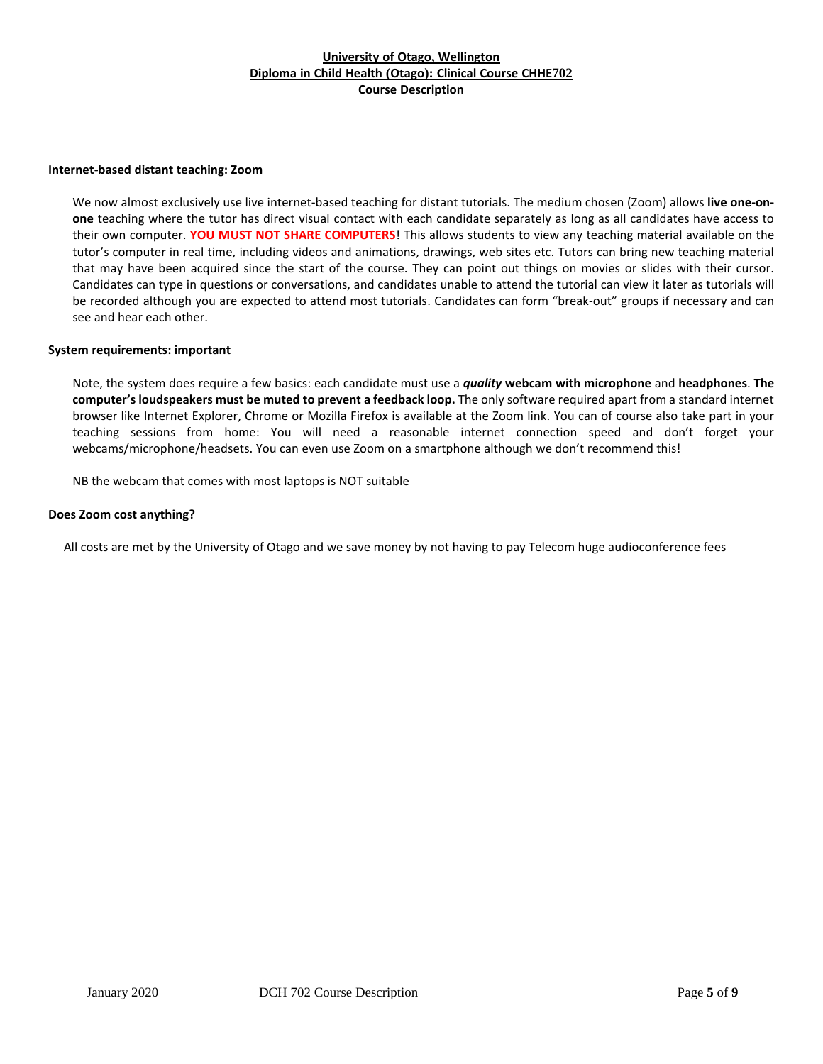**University of Otago, Wellington**
**Diploma in Child Health (Otago): Clinical Course CHHE702**
**Course Description**

### Internet-based distant teaching: Zoom

We now almost exclusively use live internet-based teaching for distant tutorials. The medium chosen (Zoom) allows **live one-on-one** teaching where the tutor has direct visual contact with each candidate separately as long as all candidates have access to their own computer. **YOU MUST NOT SHARE COMPUTERS**! This allows students to view any teaching material available on the tutor's computer in real time, including videos and animations, drawings, web sites etc. Tutors can bring new teaching material that may have been acquired since the start of the course. They can point out things on movies or slides with their cursor. Candidates can type in questions or conversations, and candidates unable to attend the tutorial can view it later as tutorials will be recorded although you are expected to attend most tutorials. Candidates can form "break-out" groups if necessary and can see and hear each other.

### System requirements: important

Note, the system does require a few basics: each candidate must use a ***quality*** **webcam with microphone** and **headphones**. **The computer's loudspeakers must be muted to prevent a feedback loop.** The only software required apart from a standard internet browser like Internet Explorer, Chrome or Mozilla Firefox is available at the Zoom link. You can of course also take part in your teaching sessions from home: You will need a reasonable internet connection speed and don't forget your webcams/microphone/headsets. You can even use Zoom on a smartphone although we don't recommend this!

NB the webcam that comes with most laptops is NOT suitable

### Does Zoom cost anything?

All costs are met by the University of Otago and we save money by not having to pay Telecom huge audioconference fees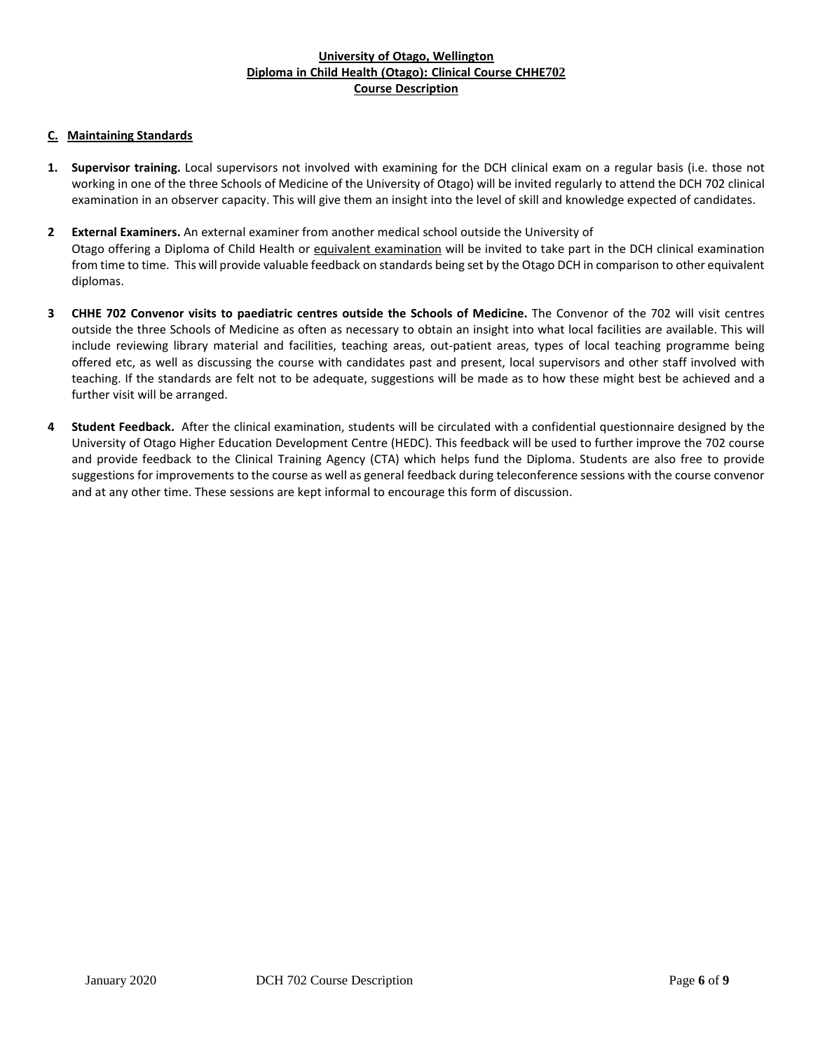**University of Otago, Wellington**
**Diploma in Child Health (Otago): Clinical Course CHHE702**
**Course Description**

## C. Maintaining Standards

1. **Supervisor training.** Local supervisors not involved with examining for the DCH clinical exam on a regular basis (i.e. those not working in one of the three Schools of Medicine of the University of Otago) will be invited regularly to attend the DCH 702 clinical examination in an observer capacity. This will give them an insight into the level of skill and knowledge expected of candidates.

2. **External Examiners.** An external examiner from another medical school outside the University of Otago offering a Diploma of Child Health or equivalent examination will be invited to take part in the DCH clinical examination from time to time. This will provide valuable feedback on standards being set by the Otago DCH in comparison to other equivalent diplomas.

3. **CHHE 702 Convenor visits to paediatric centres outside the Schools of Medicine.** The Convenor of the 702 will visit centres outside the three Schools of Medicine as often as necessary to obtain an insight into what local facilities are available. This will include reviewing library material and facilities, teaching areas, out-patient areas, types of local teaching programme being offered etc, as well as discussing the course with candidates past and present, local supervisors and other staff involved with teaching. If the standards are felt not to be adequate, suggestions will be made as to how these might best be achieved and a further visit will be arranged.

4. **Student Feedback.** After the clinical examination, students will be circulated with a confidential questionnaire designed by the University of Otago Higher Education Development Centre (HEDC). This feedback will be used to further improve the 702 course and provide feedback to the Clinical Training Agency (CTA) which helps fund the Diploma. Students are also free to provide suggestions for improvements to the course as well as general feedback during teleconference sessions with the course convenor and at any other time. These sessions are kept informal to encourage this form of discussion.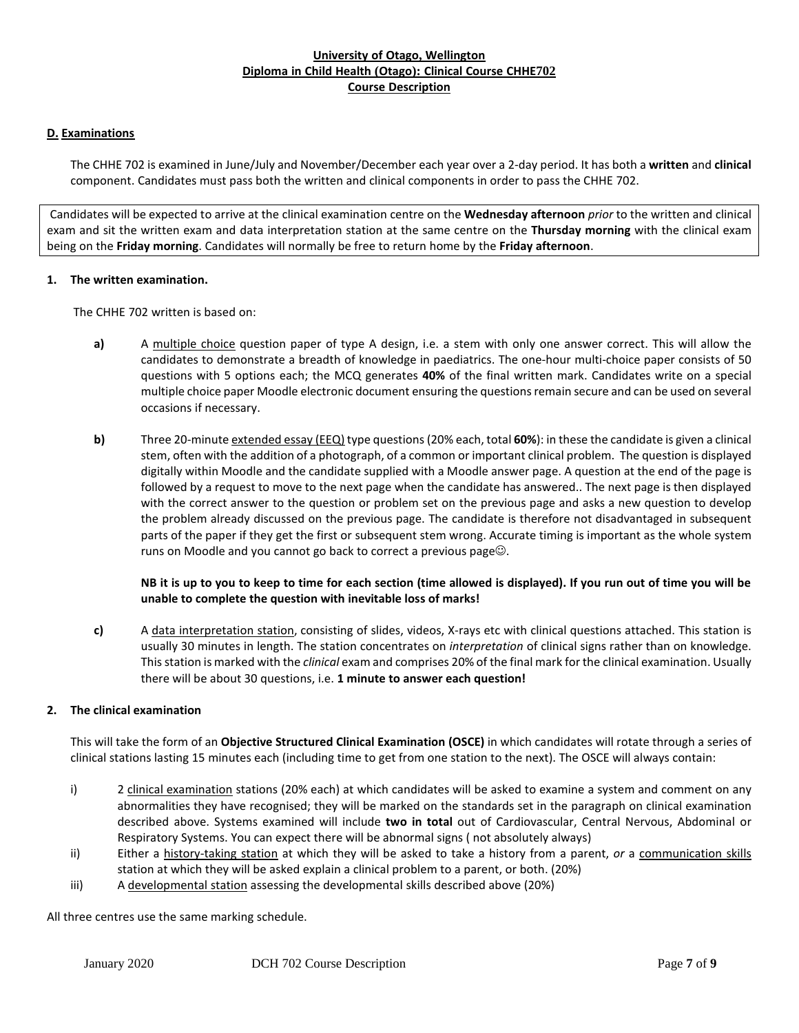**University of Otago, Wellington**
**Diploma in Child Health (Otago): Clinical Course CHHE702**
**Course Description**

## D. Examinations

The CHHE 702 is examined in June/July and November/December each year over a 2-day period. It has both a **written** and **clinical** component. Candidates must pass both the written and clinical components in order to pass the CHHE 702.

Candidates will be expected to arrive at the clinical examination centre on the **Wednesday afternoon** *prior* to the written and clinical exam and sit the written exam and data interpretation station at the same centre on the **Thursday morning** with the clinical exam being on the **Friday morning**. Candidates will normally be free to return home by the **Friday afternoon**.

### 1. The written examination.

The CHHE 702 written is based on:

**a)** A multiple choice question paper of type A design, i.e. a stem with only one answer correct. This will allow the candidates to demonstrate a breadth of knowledge in paediatrics. The one-hour multi-choice paper consists of 50 questions with 5 options each; the MCQ generates **40%** of the final written mark. Candidates write on a special multiple choice paper Moodle electronic document ensuring the questions remain secure and can be used on several occasions if necessary.

**b)** Three 20-minute extended essay (EEQ) type questions (20% each, total **60%**): in these the candidate is given a clinical stem, often with the addition of a photograph, of a common or important clinical problem. The question is displayed digitally within Moodle and the candidate supplied with a Moodle answer page. A question at the end of the page is followed by a request to move to the next page when the candidate has answered.. The next page is then displayed with the correct answer to the question or problem set on the previous page and asks a new question to develop the problem already discussed on the previous page. The candidate is therefore not disadvantaged in subsequent parts of the paper if they get the first or subsequent stem wrong. Accurate timing is important as the whole system runs on Moodle and you cannot go back to correct a previous page☺.

**NB it is up to you to keep to time for each section (time allowed is displayed). If you run out of time you will be unable to complete the question with inevitable loss of marks!**

**c)** A data interpretation station, consisting of slides, videos, X-rays etc with clinical questions attached. This station is usually 30 minutes in length. The station concentrates on *interpretation* of clinical signs rather than on knowledge. This station is marked with the *clinical* exam and comprises 20% of the final mark for the clinical examination. Usually there will be about 30 questions, i.e. **1 minute to answer each question!**

### 2. The clinical examination

This will take the form of an **Objective Structured Clinical Examination (OSCE)** in which candidates will rotate through a series of clinical stations lasting 15 minutes each (including time to get from one station to the next). The OSCE will always contain:

i) 2 clinical examination stations (20% each) at which candidates will be asked to examine a system and comment on any abnormalities they have recognised; they will be marked on the standards set in the paragraph on clinical examination described above. Systems examined will include **two in total** out of Cardiovascular, Central Nervous, Abdominal or Respiratory Systems. You can expect there will be abnormal signs ( not absolutely always)

ii) Either a history-taking station at which they will be asked to take a history from a parent, *or* a communication skills station at which they will be asked explain a clinical problem to a parent, or both. (20%)

iii) A developmental station assessing the developmental skills described above (20%)

All three centres use the same marking schedule.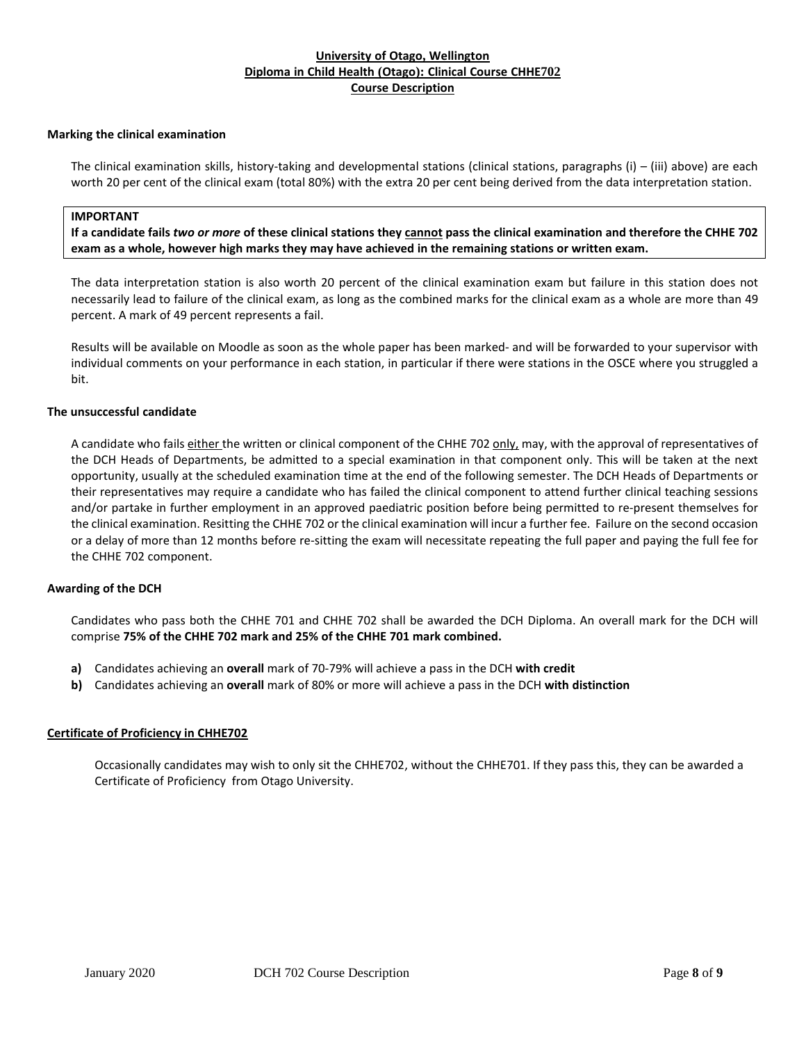**University of Otago, Wellington**
**Diploma in Child Health (Otago): Clinical Course CHHE702**
**Course Description**

### Marking the clinical examination

The clinical examination skills, history-taking and developmental stations (clinical stations, paragraphs (i) – (iii) above) are each worth 20 per cent of the clinical exam (total 80%) with the extra 20 per cent being derived from the data interpretation station.

> **IMPORTANT**
> **If a candidate fails *two or more* of these clinical stations they <u>cannot</u> pass the clinical examination and therefore the CHHE 702 exam as a whole, however high marks they may have achieved in the remaining stations or written exam.**

The data interpretation station is also worth 20 percent of the clinical examination exam but failure in this station does not necessarily lead to failure of the clinical exam, as long as the combined marks for the clinical exam as a whole are more than 49 percent. A mark of 49 percent represents a fail.

Results will be available on Moodle as soon as the whole paper has been marked- and will be forwarded to your supervisor with individual comments on your performance in each station, in particular if there were stations in the OSCE where you struggled a bit.

### The unsuccessful candidate

A candidate who fails <u>either</u> the written or clinical component of the CHHE 702 <u>only,</u> may, with the approval of representatives of the DCH Heads of Departments, be admitted to a special examination in that component only. This will be taken at the next opportunity, usually at the scheduled examination time at the end of the following semester. The DCH Heads of Departments or their representatives may require a candidate who has failed the clinical component to attend further clinical teaching sessions and/or partake in further employment in an approved paediatric position before being permitted to re-present themselves for the clinical examination. Resitting the CHHE 702 or the clinical examination will incur a further fee. Failure on the second occasion or a delay of more than 12 months before re-sitting the exam will necessitate repeating the full paper and paying the full fee for the CHHE 702 component.

### Awarding of the DCH

Candidates who pass both the CHHE 701 and CHHE 702 shall be awarded the DCH Diploma. An overall mark for the DCH will comprise **75% of the CHHE 702 mark and 25% of the CHHE 701 mark combined.**

**a)** Candidates achieving an **overall** mark of 70-79% will achieve a pass in the DCH **with credit**
**b)** Candidates achieving an **overall** mark of 80% or more will achieve a pass in the DCH **with distinction**

### <u>Certificate of Proficiency in CHHE702</u>

Occasionally candidates may wish to only sit the CHHE702, without the CHHE701. If they pass this, they can be awarded a Certificate of Proficiency from Otago University.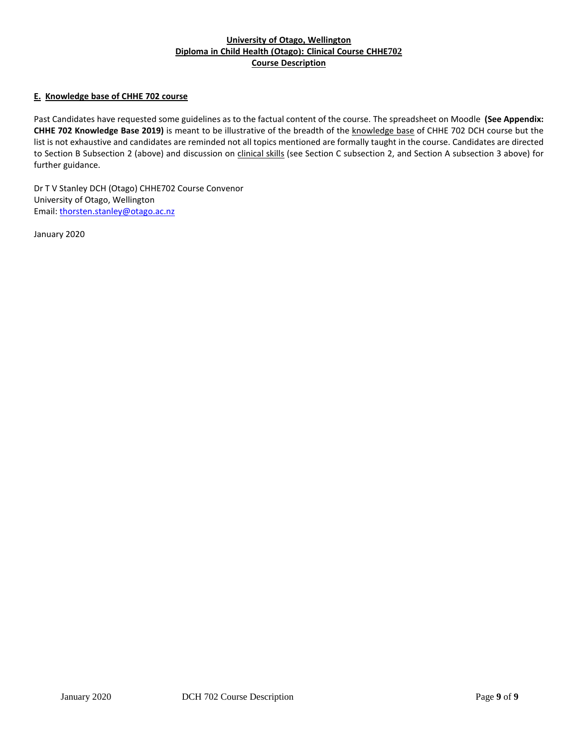**University of Otago, Wellington**
**Diploma in Child Health (Otago): Clinical Course CHHE702**
**Course Description**

## E. Knowledge base of CHHE 702 course

Past Candidates have requested some guidelines as to the factual content of the course. The spreadsheet on Moodle **(See Appendix: CHHE 702 Knowledge Base 2019)** is meant to be illustrative of the breadth of the knowledge base of CHHE 702 DCH course but the list is not exhaustive and candidates are reminded not all topics mentioned are formally taught in the course. Candidates are directed to Section B Subsection 2 (above) and discussion on clinical skills (see Section C subsection 2, and Section A subsection 3 above) for further guidance.

Dr T V Stanley DCH (Otago) CHHE702 Course Convenor
University of Otago, Wellington
Email: thorsten.stanley@otago.ac.nz

January 2020